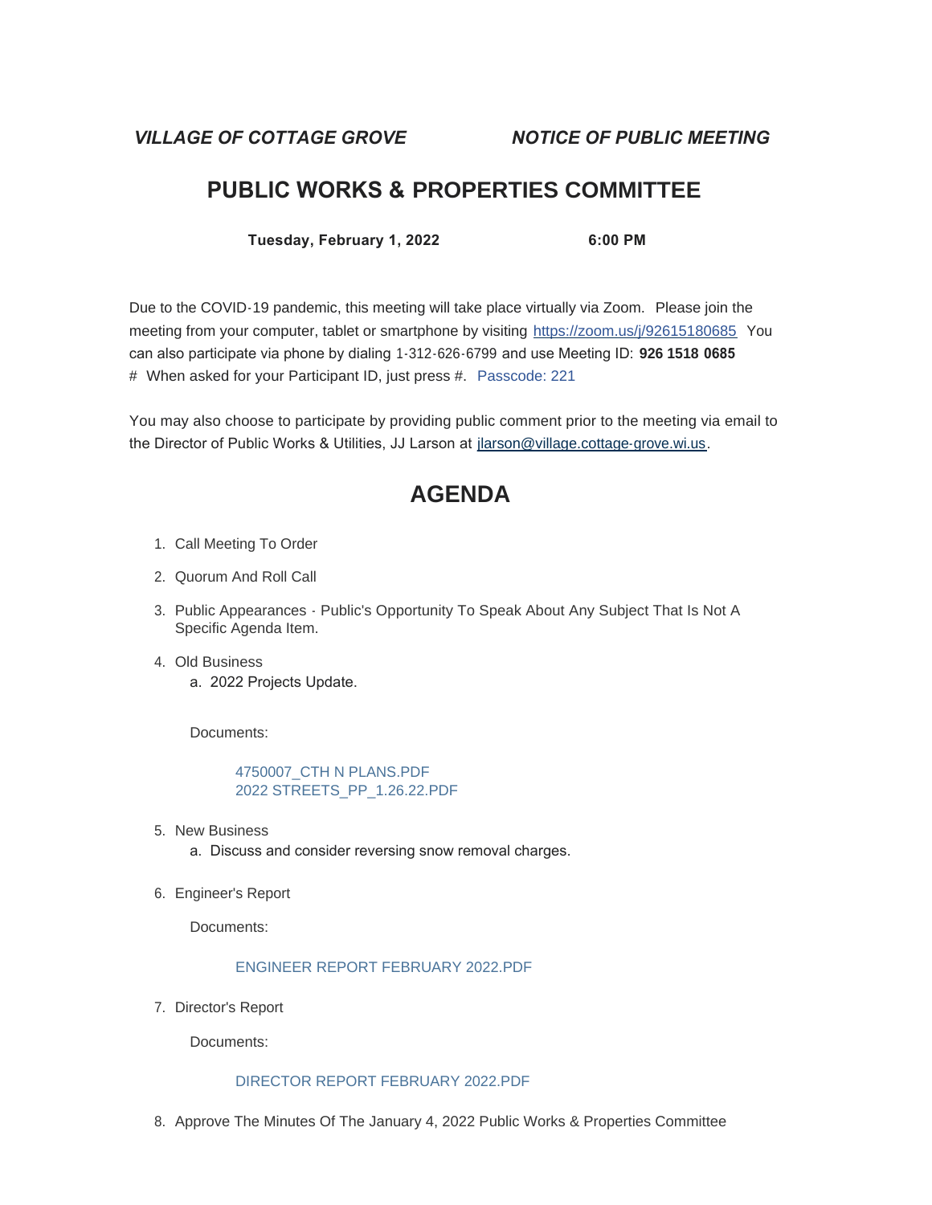*VILLAGE OF COTTAGE GROVE* *NOTICE OF PUBLIC MEETING*

# PUBLIC WORKS & PROPERTIES COMMITTEE

**Tuesday, February 1, 2022** **6:00 PM**

Due to the COVID-19 pandemic, this meeting will take place virtually via Zoom. Please join the meeting from your computer, tablet or smartphone by visiting https://zoom.us/j/92615180685 You can also participate via phone by dialing 1-312-626-6799 and use Meeting ID: **926 1518 0685** # When asked for your Participant ID, just press #. Passcode: 221

You may also choose to participate by providing public comment prior to the meeting via email to the Director of Public Works & Utilities, JJ Larson at jlarson@village.cottage-grove.wi.us.

# AGENDA

1. Call Meeting To Order
2. Quorum And Roll Call
3. Public Appearances - Public's Opportunity To Speak About Any Subject That Is Not A Specific Agenda Item.
4. Old Business
   a. 2022 Projects Update.

   Documents:

   4750007_CTH N PLANS.PDF
   2022 STREETS_PP_1.26.22.PDF

5. New Business
   a. Discuss and consider reversing snow removal charges.
6. Engineer's Report

   Documents:

   ENGINEER REPORT FEBRUARY 2022.PDF

7. Director's Report

   Documents:

   DIRECTOR REPORT FEBRUARY 2022.PDF

8. Approve The Minutes Of The January 4, 2022 Public Works & Properties Committee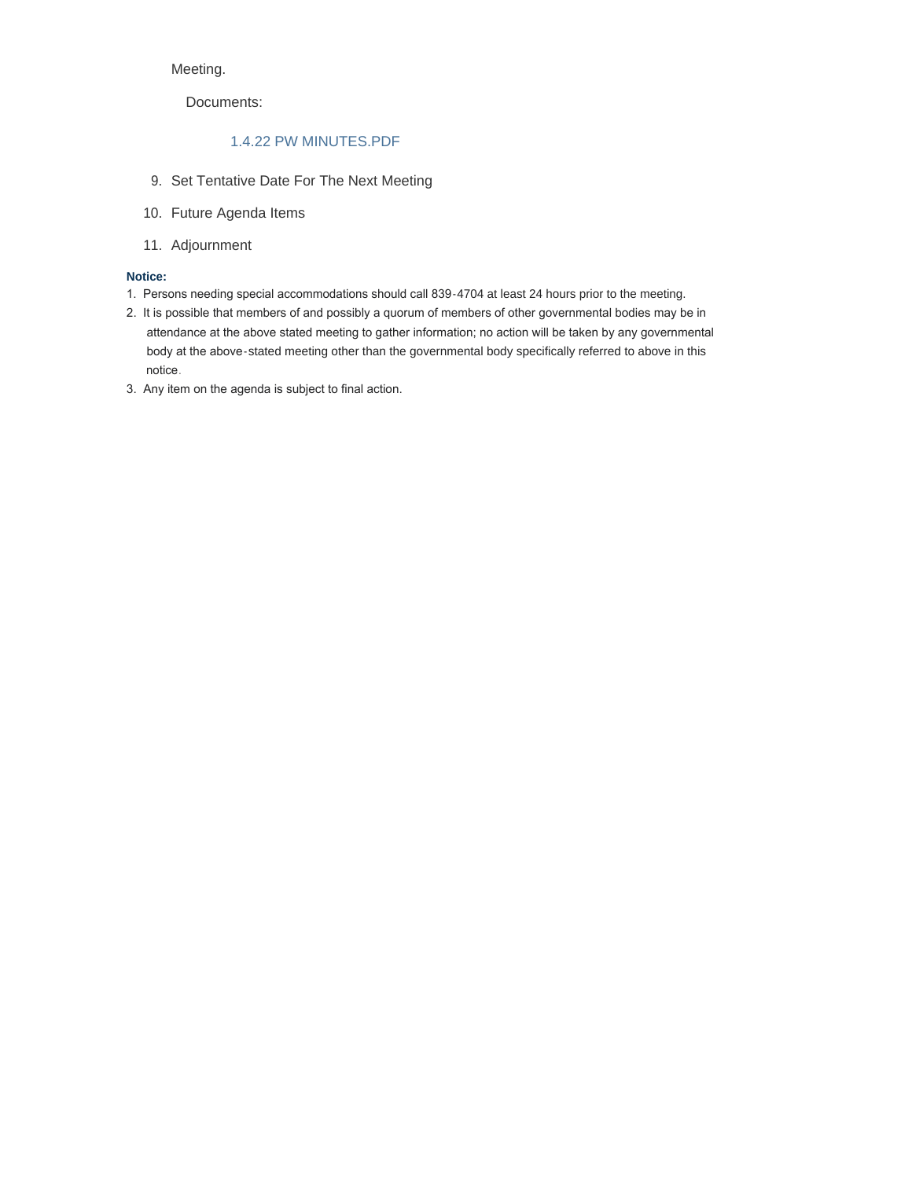Meeting.

Documents:

1.4.22 PW MINUTES.PDF

9. Set Tentative Date For The Next Meeting
10. Future Agenda Items
11. Adjournment

**Notice:**

1. Persons needing special accommodations should call 839-4704 at least 24 hours prior to the meeting.
2. It is possible that members of and possibly a quorum of members of other governmental bodies may be in attendance at the above stated meeting to gather information; no action will be taken by any governmental body at the above-stated meeting other than the governmental body specifically referred to above in this notice.
3. Any item on the agenda is subject to final action.